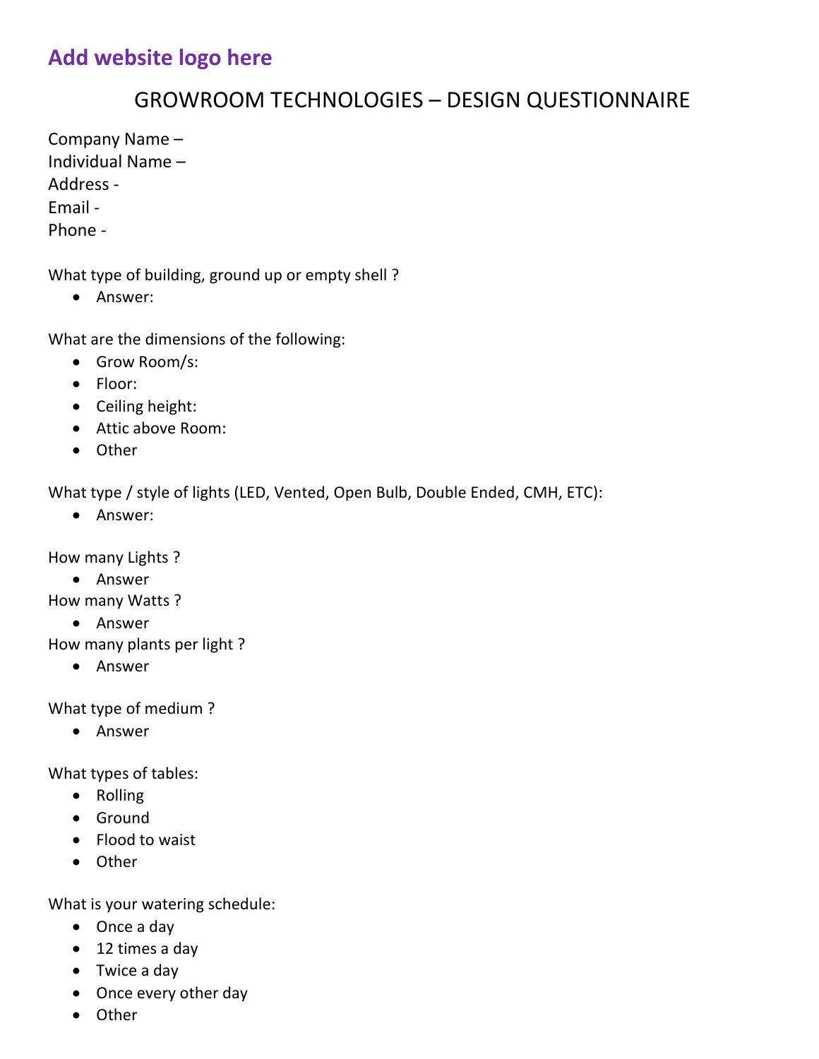**Add website logo here**

# GROWROOM TECHNOLOGIES – DESIGN QUESTIONNAIRE

Company Name –
Individual Name –
Address -
Email -
Phone -

What type of building, ground up or empty shell ?

- Answer:

What are the dimensions of the following:

- Grow Room/s:
- Floor:
- Ceiling height:
- Attic above Room:
- Other

What type / style of lights (LED, Vented, Open Bulb, Double Ended, CMH, ETC):

- Answer:

How many Lights ?

- Answer

How many Watts ?

- Answer

How many plants per light ?

- Answer

What type of medium ?

- Answer

What types of tables:

- Rolling
- Ground
- Flood to waist
- Other

What is your watering schedule:

- Once a day
- 12 times a day
- Twice a day
- Once every other day
- Other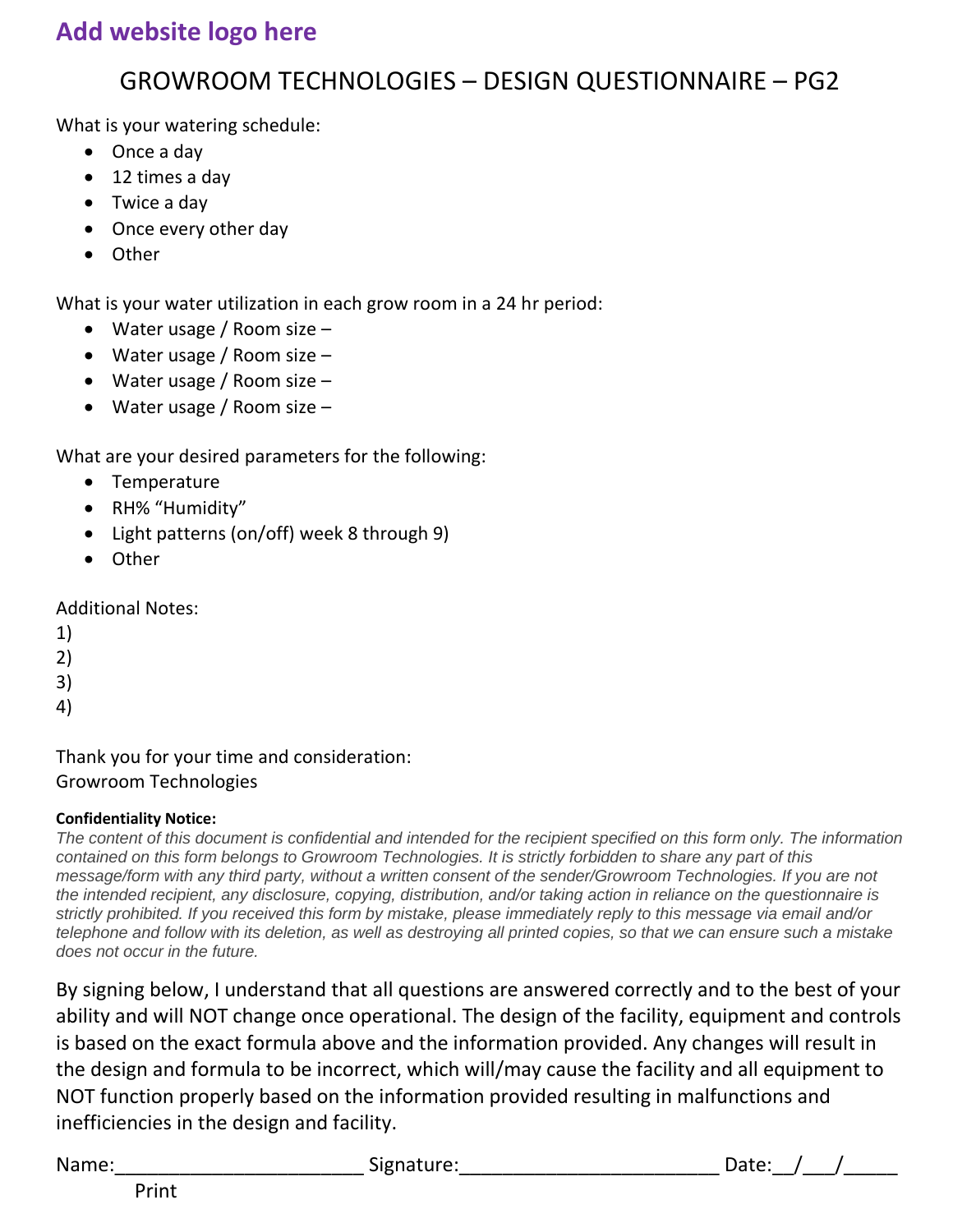**Add website logo here**

# GROWROOM TECHNOLOGIES – DESIGN QUESTIONNAIRE – PG2

What is your watering schedule:

- Once a day
- 12 times a day
- Twice a day
- Once every other day
- Other

What is your water utilization in each grow room in a 24 hr period:

- Water usage / Room size –
- Water usage / Room size –
- Water usage / Room size –
- Water usage / Room size –

What are your desired parameters for the following:

- Temperature
- RH% "Humidity"
- Light patterns (on/off) week 8 through 9)
- Other

Additional Notes:

1)
2)
3)
4)

Thank you for your time and consideration:
Growroom Technologies

**Confidentiality Notice:**
*The content of this document is confidential and intended for the recipient specified on this form only. The information contained on this form belongs to Growroom Technologies. It is strictly forbidden to share any part of this message/form with any third party, without a written consent of the sender/Growroom Technologies. If you are not the intended recipient, any disclosure, copying, distribution, and/or taking action in reliance on the questionnaire is strictly prohibited. If you received this form by mistake, please immediately reply to this message via email and/or telephone and follow with its deletion, as well as destroying all printed copies, so that we can ensure such a mistake does not occur in the future.*

By signing below, I understand that all questions are answered correctly and to the best of your ability and will NOT change once operational. The design of the facility, equipment and controls is based on the exact formula above and the information provided. Any changes will result in the design and formula to be incorrect, which will/may cause the facility and all equipment to NOT function properly based on the information provided resulting in malfunctions and inefficiencies in the design and facility.

Name:_______________________ Signature:________________________ Date:__/___/_____
Print